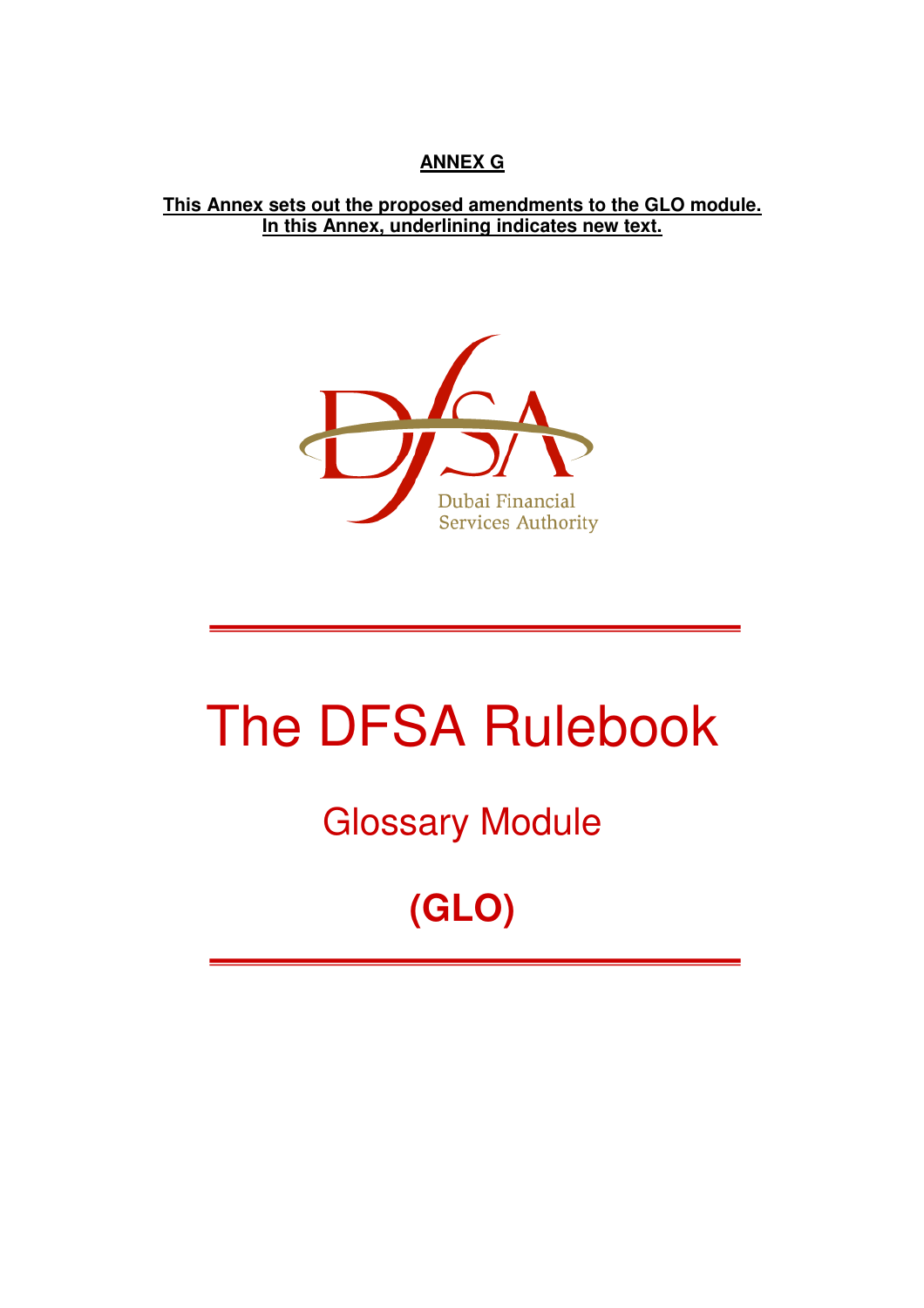**ANNEX G**

**This Annex sets out the proposed amendments to the GLO module. In this Annex, underlining indicates new text.**

Dubai Financial Services Authority

# The DFSA Rulebook

## Glossary Module

## (GLO)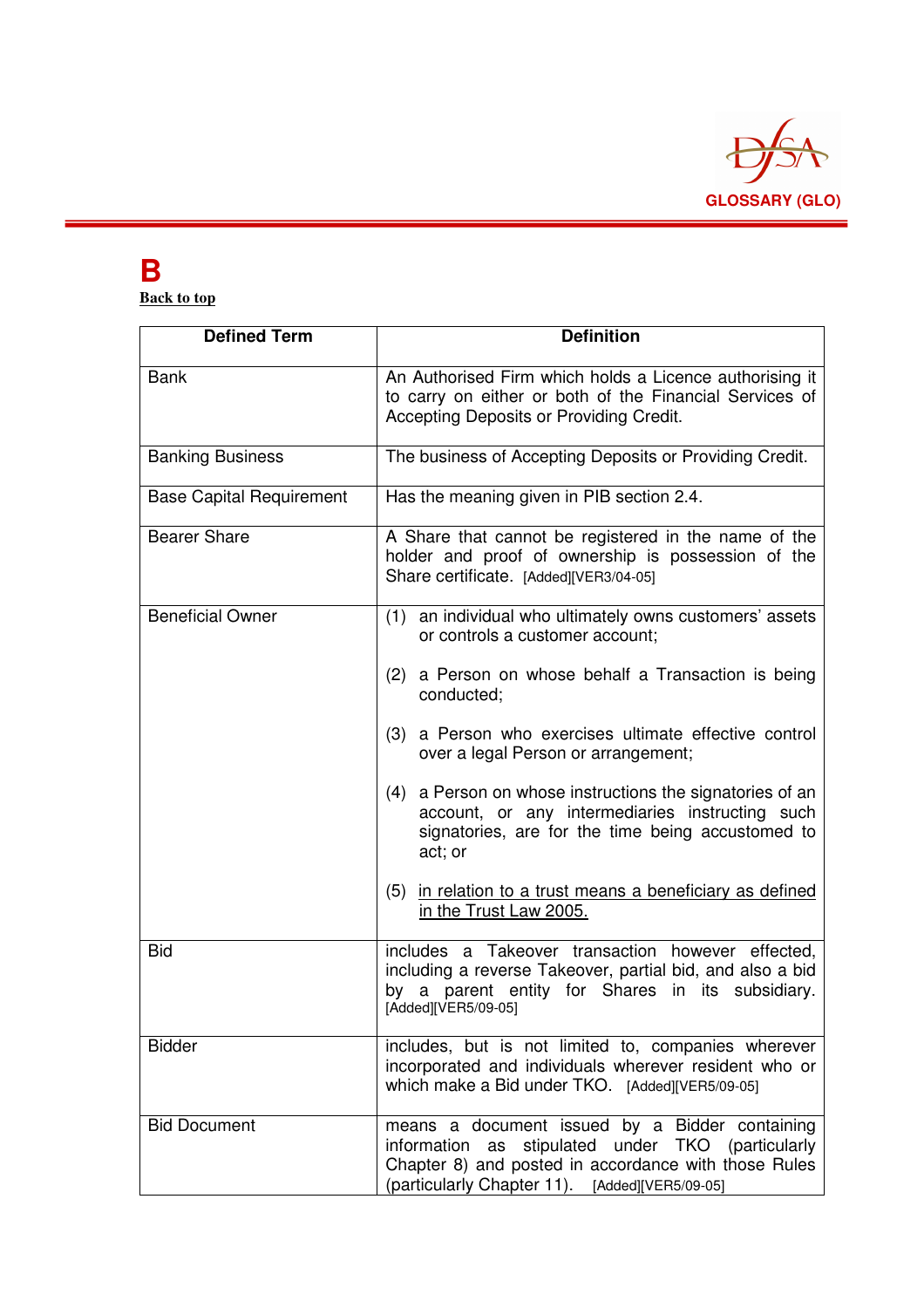# B

Back to top

| Defined Term | Definition |
|---|---|
| Bank | An Authorised Firm which holds a Licence authorising it to carry on either or both of the Financial Services of Accepting Deposits or Providing Credit. |
| Banking Business | The business of Accepting Deposits or Providing Credit. |
| Base Capital Requirement | Has the meaning given in PIB section 2.4. |
| Bearer Share | A Share that cannot be registered in the name of the holder and proof of ownership is possession of the Share certificate. [Added][VER3/04-05] |
| Beneficial Owner | (1) an individual who ultimately owns customers' assets or controls a customer account;<br><br>(2) a Person on whose behalf a Transaction is being conducted;<br><br>(3) a Person who exercises ultimate effective control over a legal Person or arrangement;<br><br>(4) a Person on whose instructions the signatories of an account, or any intermediaries instructing such signatories, are for the time being accustomed to act; or<br><br>(5) <u>in relation to a trust means a beneficiary as defined in the Trust Law 2005.</u> |
| Bid | includes a Takeover transaction however effected, including a reverse Takeover, partial bid, and also a bid by a parent entity for Shares in its subsidiary. [Added][VER5/09-05] |
| Bidder | includes, but is not limited to, companies wherever incorporated and individuals wherever resident who or which make a Bid under TKO. [Added][VER5/09-05] |
| Bid Document | means a document issued by a Bidder containing information as stipulated under TKO (particularly Chapter 8) and posted in accordance with those Rules (particularly Chapter 11). [Added][VER5/09-05] |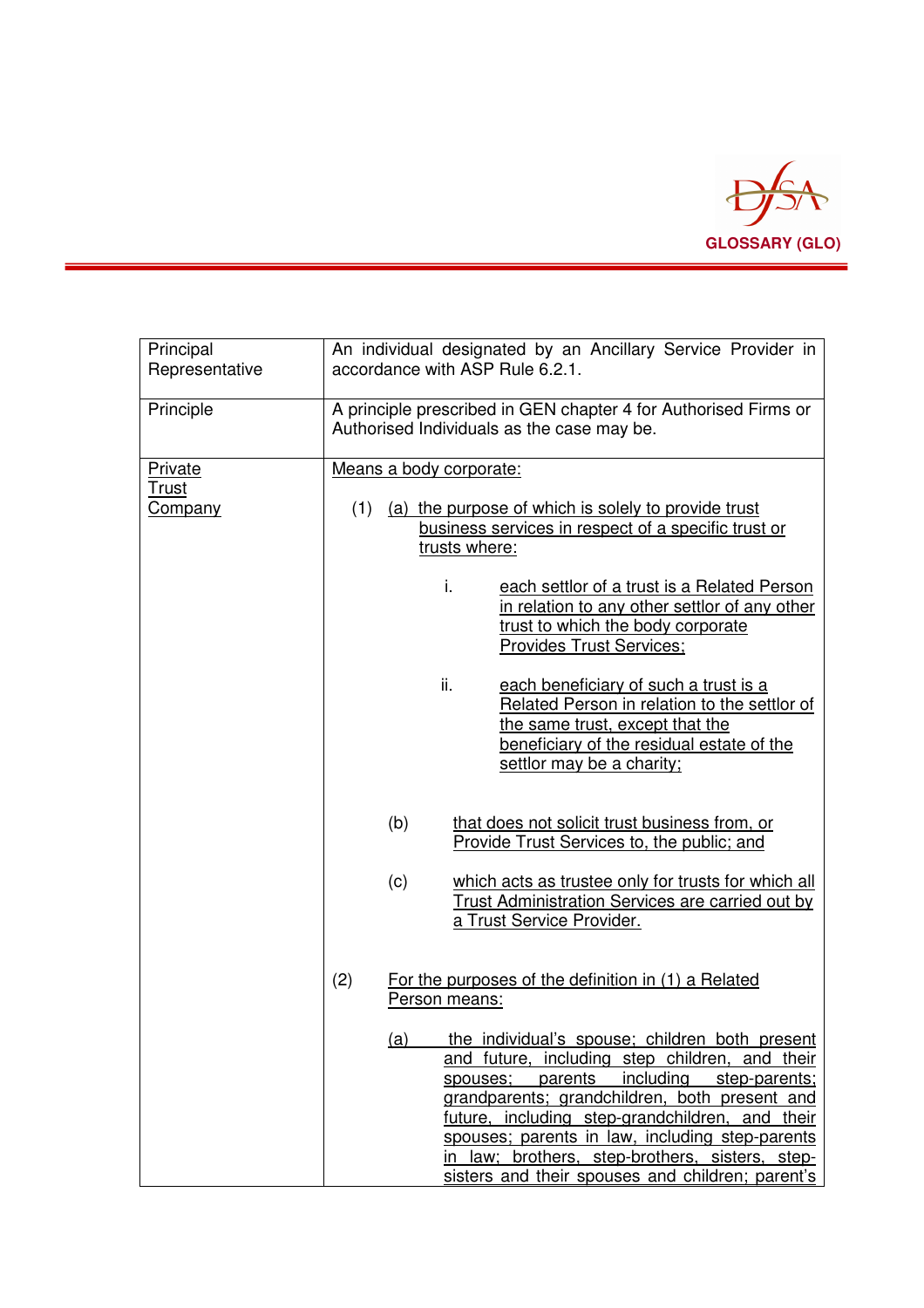| | |
|---|---|
| Principal Representative | An individual designated by an Ancillary Service Provider in accordance with ASP Rule 6.2.1. |
| Principle | A principle prescribed in GEN chapter 4 for Authorised Firms or Authorised Individuals as the case may be. |
| Private Trust Company | Means a body corporate:<br><br>(1) (a) the purpose of which is solely to provide trust business services in respect of a specific trust or trusts where:<br><br>i. each settlor of a trust is a Related Person in relation to any other settlor of any other trust to which the body corporate Provides Trust Services;<br><br>ii. each beneficiary of such a trust is a Related Person in relation to the settlor of the same trust, except that the beneficiary of the residual estate of the settlor may be a charity;<br><br>(b) that does not solicit trust business from, or Provide Trust Services to, the public; and<br><br>(c) which acts as trustee only for trusts for which all Trust Administration Services are carried out by a Trust Service Provider.<br><br>(2) For the purposes of the definition in (1) a Related Person means:<br><br>(a) the individual's spouse; children both present and future, including step children, and their spouses; parents including step-parents; grandparents; grandchildren, both present and future, including step-grandchildren, and their spouses; parents in law, including step-parents in law; brothers, step-brothers, sisters, step-sisters and their spouses and children; parent's |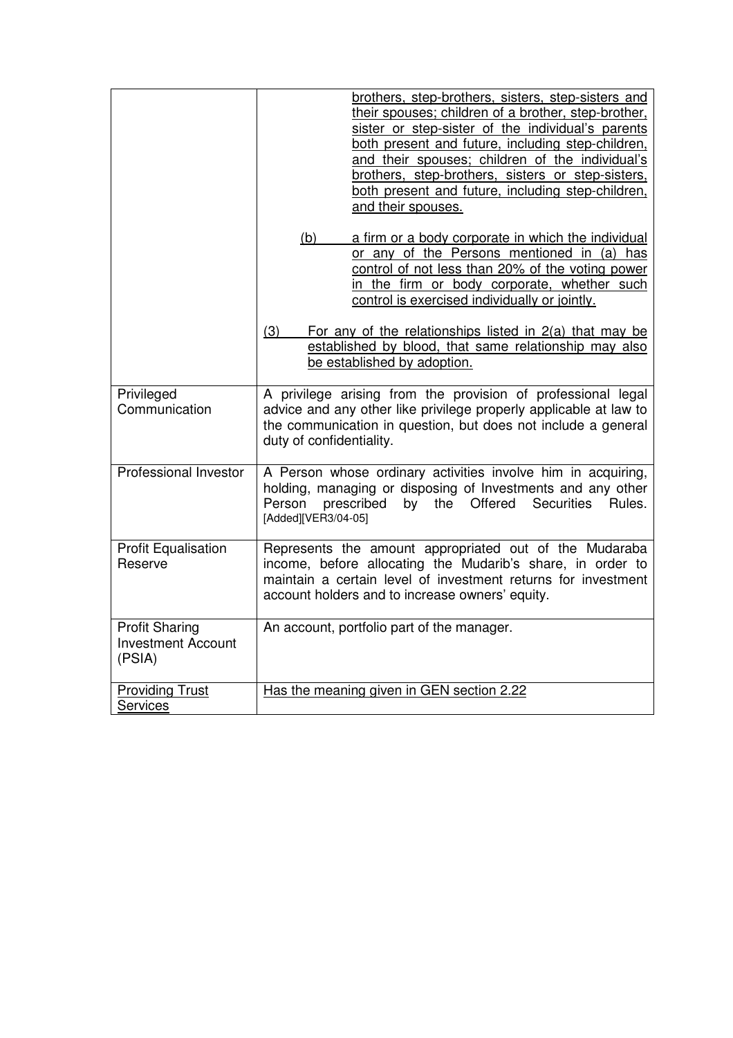| | |
|---|---|
| | brothers, step-brothers, sisters, step-sisters and their spouses; children of a brother, step-brother, sister or step-sister of the individual's parents both present and future, including step-children, and their spouses; children of the individual's brothers, step-brothers, sisters or step-sisters, both present and future, including step-children, and their spouses.<br><br>(b) a firm or a body corporate in which the individual or any of the Persons mentioned in (a) has control of not less than 20% of the voting power in the firm or body corporate, whether such control is exercised individually or jointly.<br><br>(3) For any of the relationships listed in 2(a) that may be established by blood, that same relationship may also be established by adoption. |
| Privileged Communication | A privilege arising from the provision of professional legal advice and any other like privilege properly applicable at law to the communication in question, but does not include a general duty of confidentiality. |
| Professional Investor | A Person whose ordinary activities involve him in acquiring, holding, managing or disposing of Investments and any other Person prescribed by the Offered Securities Rules. [Added][VER3/04-05] |
| Profit Equalisation Reserve | Represents the amount appropriated out of the Mudaraba income, before allocating the Mudarib's share, in order to maintain a certain level of investment returns for investment account holders and to increase owners' equity. |
| Profit Sharing Investment Account (PSIA) | An account, portfolio part of the manager. |
| Providing Trust Services | Has the meaning given in GEN section 2.22 |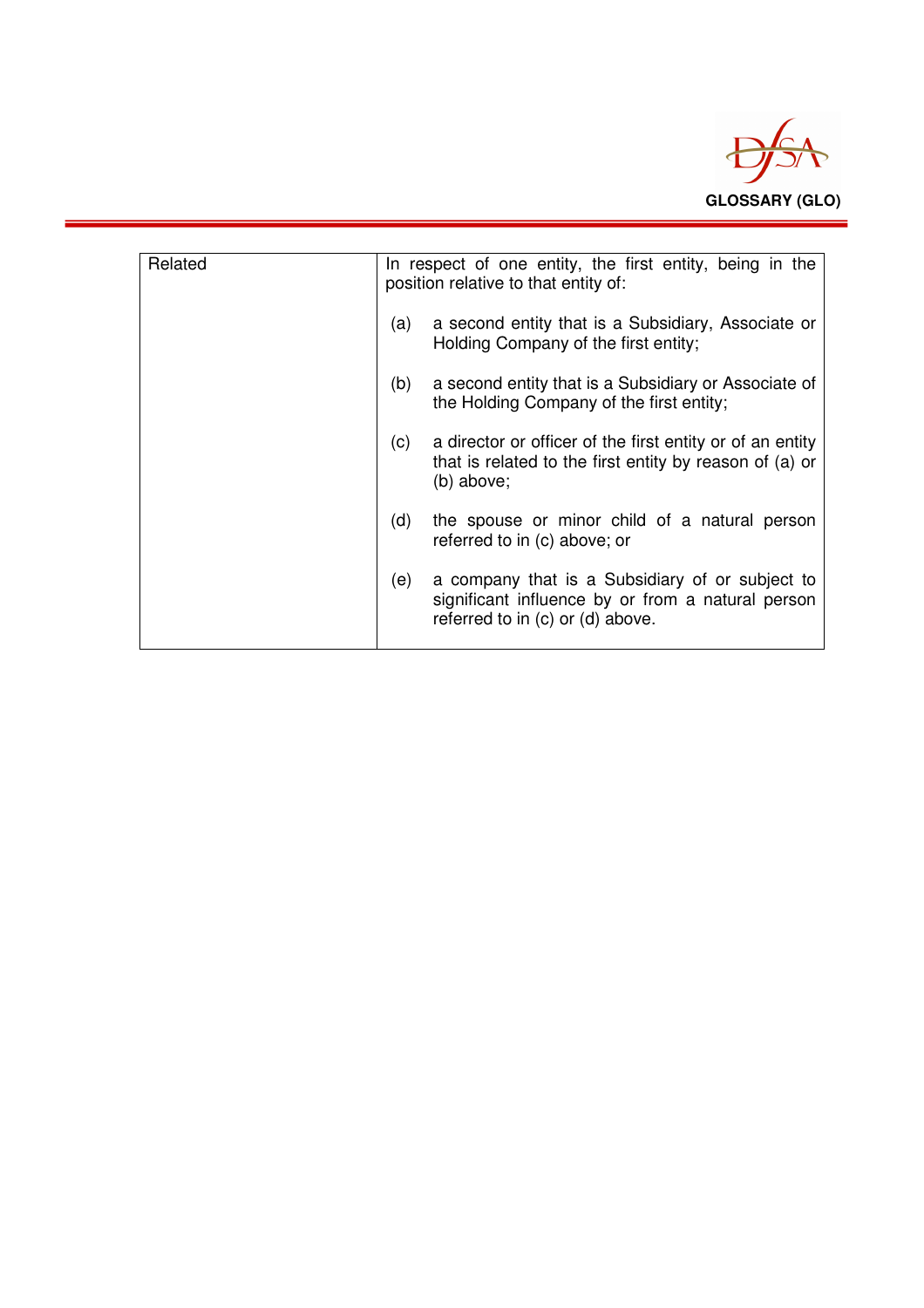| Related | In respect of one entity, the first entity, being in the position relative to that entity of:<br><br>(a) a second entity that is a Subsidiary, Associate or Holding Company of the first entity;<br><br>(b) a second entity that is a Subsidiary or Associate of the Holding Company of the first entity;<br><br>(c) a director or officer of the first entity or of an entity that is related to the first entity by reason of (a) or (b) above;<br><br>(d) the spouse or minor child of a natural person referred to in (c) above; or<br><br>(e) a company that is a Subsidiary of or subject to significant influence by or from a natural person referred to in (c) or (d) above. |
|---|---|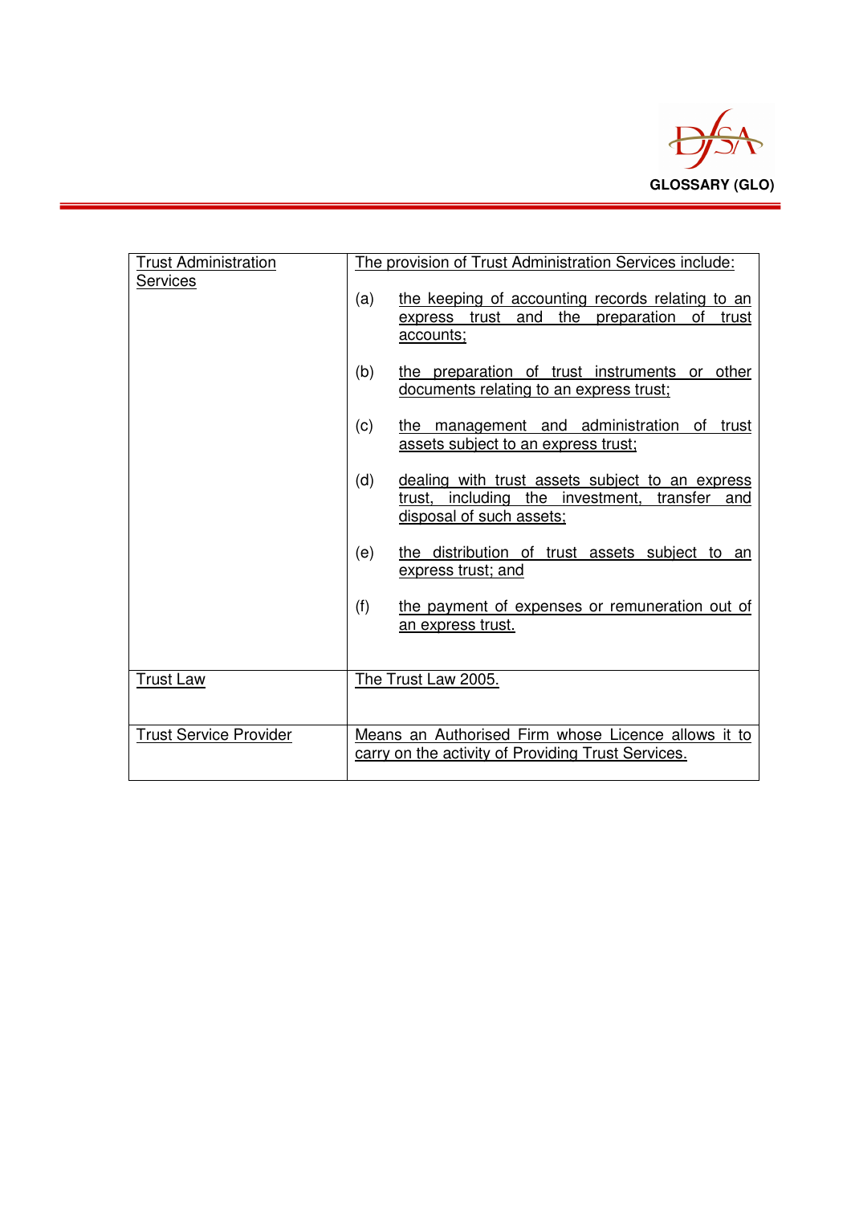| | |
|---|---|
| Trust Administration Services | The provision of Trust Administration Services include:<br><br>(a) the keeping of accounting records relating to an express trust and the preparation of trust accounts;<br><br>(b) the preparation of trust instruments or other documents relating to an express trust;<br><br>(c) the management and administration of trust assets subject to an express trust;<br><br>(d) dealing with trust assets subject to an express trust, including the investment, transfer and disposal of such assets;<br><br>(e) the distribution of trust assets subject to an express trust; and<br><br>(f) the payment of expenses or remuneration out of an express trust. |
| Trust Law | The Trust Law 2005. |
| Trust Service Provider | Means an Authorised Firm whose Licence allows it to carry on the activity of Providing Trust Services. |